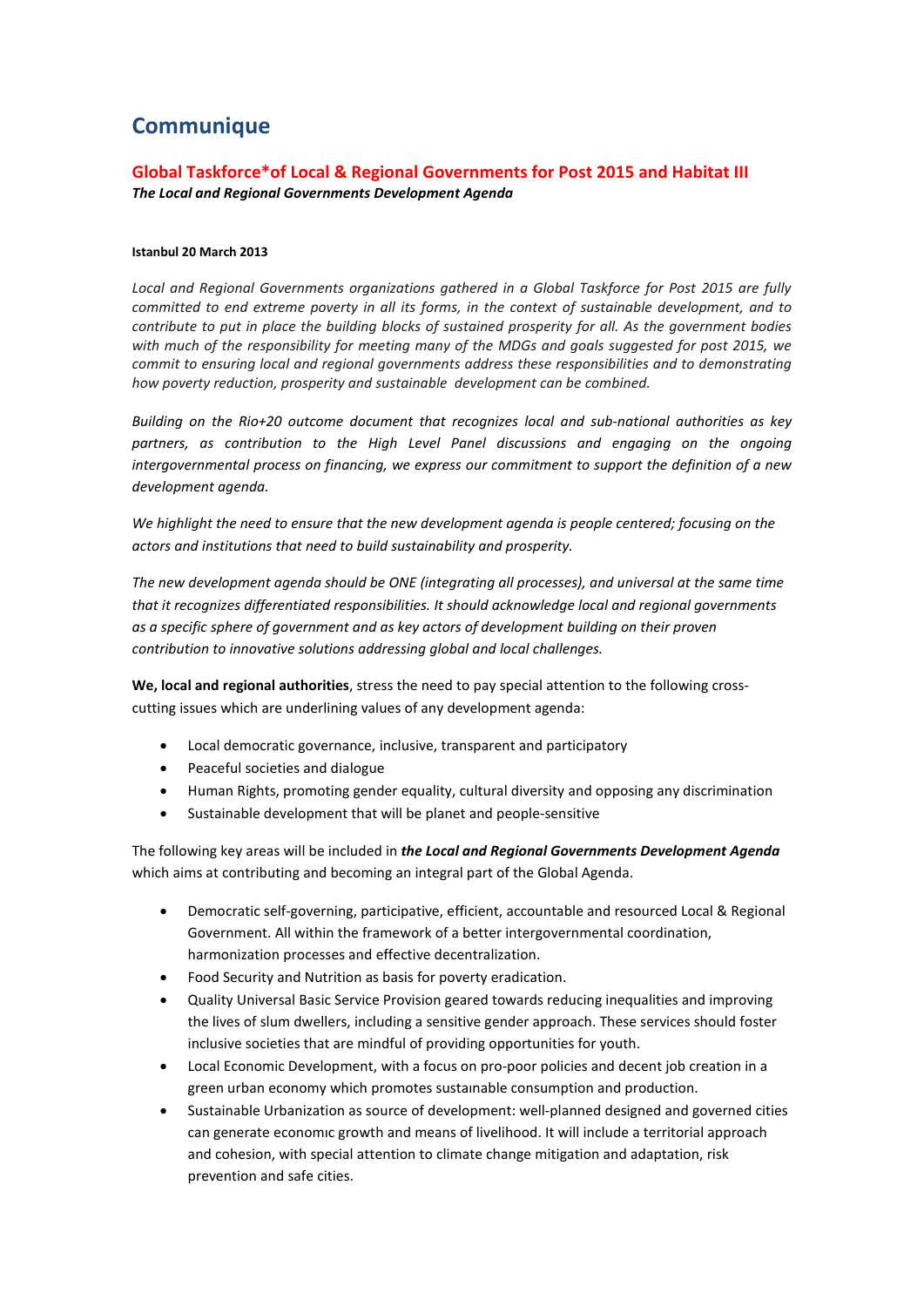# Communique

## Global Taskforce*of Local & Regional Governments for Post 2015 and Habitat III

***The Local and Regional Governments Development Agenda***

**Istanbul 20 March 2013**

*Local and Regional Governments organizations gathered in a Global Taskforce for Post 2015 are fully committed to end extreme poverty in all its forms, in the context of sustainable development, and to contribute to put in place the building blocks of sustained prosperity for all. As the government bodies with much of the responsibility for meeting many of the MDGs and goals suggested for post 2015, we commit to ensuring local and regional governments address these responsibilities and to demonstrating how poverty reduction, prosperity and sustainable development can be combined.*

*Building on the Rio+20 outcome document that recognizes local and sub-national authorities as key partners, as contribution to the High Level Panel discussions and engaging on the ongoing intergovernmental process on financing, we express our commitment to support the definition of a new development agenda.*

*We highlight the need to ensure that the new development agenda is people centered; focusing on the actors and institutions that need to build sustainability and prosperity.*

*The new development agenda should be ONE (integrating all processes), and universal at the same time that it recognizes differentiated responsibilities. It should acknowledge local and regional governments as a specific sphere of government and as key actors of development building on their proven contribution to innovative solutions addressing global and local challenges.*

**We, local and regional authorities**, stress the need to pay special attention to the following cross-cutting issues which are underlining values of any development agenda:

- Local democratic governance, inclusive, transparent and participatory
- Peaceful societies and dialogue
- Human Rights, promoting gender equality, cultural diversity and opposing any discrimination
- Sustainable development that will be planet and people-sensitive

The following key areas will be included in ***the Local and Regional Governments Development Agenda*** which aims at contributing and becoming an integral part of the Global Agenda.

- Democratic self-governing, participative, efficient, accountable and resourced Local & Regional Government. All within the framework of a better intergovernmental coordination, harmonization processes and effective decentralization.
- Food Security and Nutrition as basis for poverty eradication.
- Quality Universal Basic Service Provision geared towards reducing inequalities and improving the lives of slum dwellers, including a sensitive gender approach. These services should foster inclusive societies that are mindful of providing opportunities for youth.
- Local Economic Development, with a focus on pro-poor policies and decent job creation in a green urban economy which promotes sustaınable consumption and production.
- Sustainable Urbanization as source of development: well-planned designed and governed cities can generate economıc growth and means of livelihood. It will include a territorial approach and cohesion, with special attention to climate change mitigation and adaptation, risk prevention and safe cities.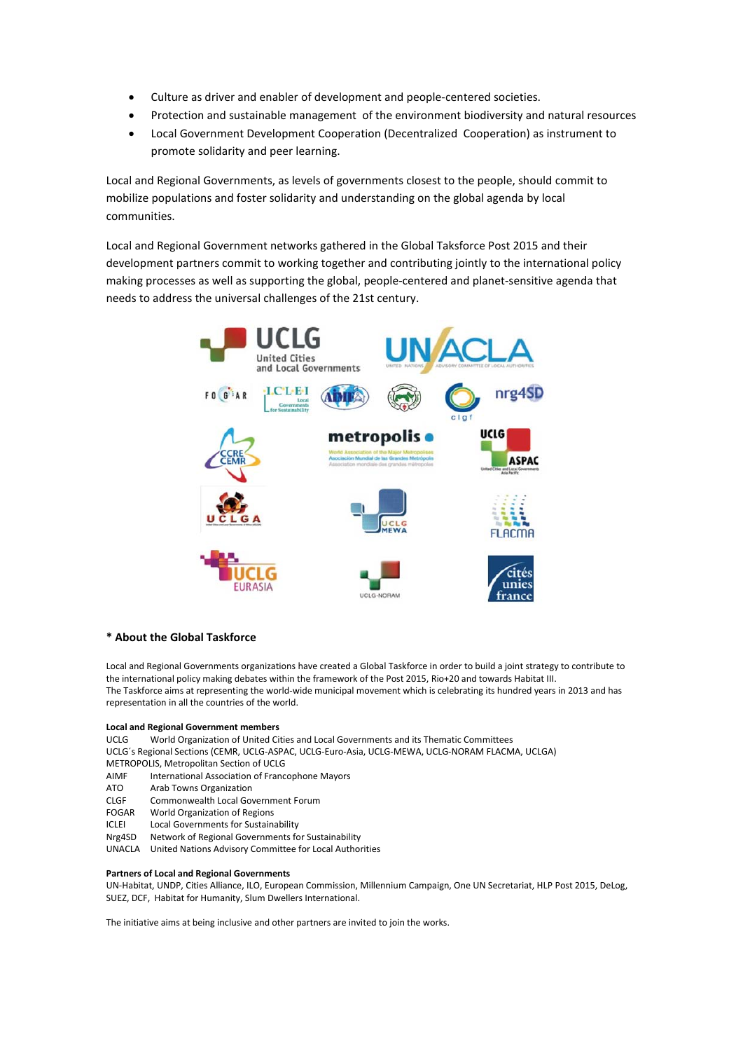- Culture as driver and enabler of development and people-centered societies.
- Protection and sustainable management of the environment biodiversity and natural resources
- Local Government Development Cooperation (Decentralized Cooperation) as instrument to promote solidarity and peer learning.

Local and Regional Governments, as levels of governments closest to the people, should commit to mobilize populations and foster solidarity and understanding on the global agenda by local communities.

Local and Regional Government networks gathered in the Global Taksforce Post 2015 and their development partners commit to working together and contributing jointly to the international policy making processes as well as supporting the global, people-centered and planet-sensitive agenda that needs to address the universal challenges of the 21st century.

### * About the Global Taskforce

Local and Regional Governments organizations have created a Global Taskforce in order to build a joint strategy to contribute to the international policy making debates within the framework of the Post 2015, Rio+20 and towards Habitat III.
The Taskforce aims at representing the world-wide municipal movement which is celebrating its hundred years in 2013 and has representation in all the countries of the world.

**Local and Regional Government members**

UCLG World Organization of United Cities and Local Governments and its Thematic Committees
UCLG´s Regional Sections (CEMR, UCLG-ASPAC, UCLG-Euro-Asia, UCLG-MEWA, UCLG-NORAM FLACMA, UCLGA)
METROPOLIS, Metropolitan Section of UCLG
AIMF International Association of Francophone Mayors
ATO Arab Towns Organization
CLGF Commonwealth Local Government Forum
FOGAR World Organization of Regions
ICLEI Local Governments for Sustainability
Nrg4SD Network of Regional Governments for Sustainability
UNACLA United Nations Advisory Committee for Local Authorities

**Partners of Local and Regional Governments**

UN-Habitat, UNDP, Cities Alliance, ILO, European Commission, Millennium Campaign, One UN Secretariat, HLP Post 2015, DeLog, SUEZ, DCF, Habitat for Humanity, Slum Dwellers International.

The initiative aims at being inclusive and other partners are invited to join the works.